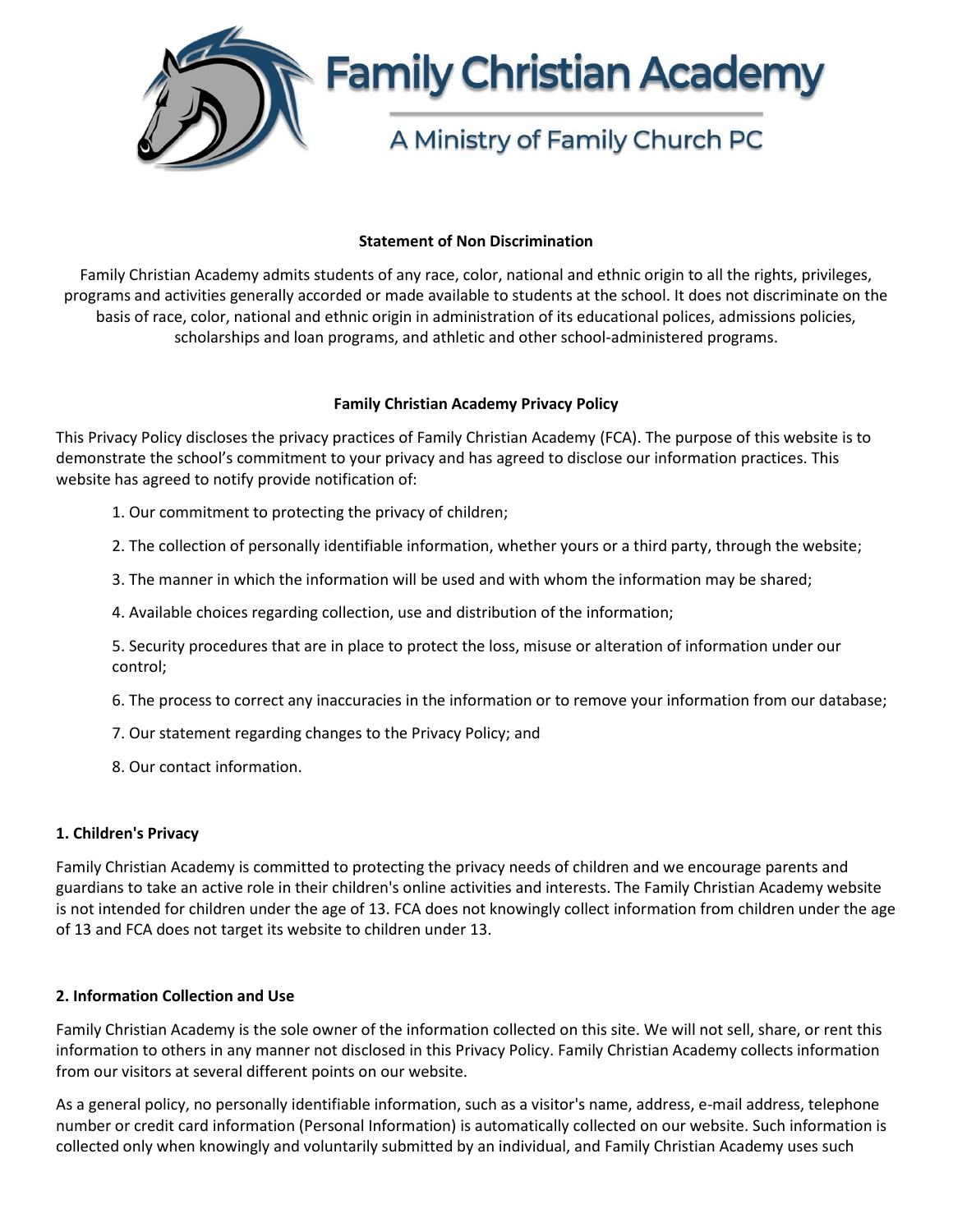# Family Christian Academy

A Ministry of Family Church PC

**Statement of Non Discrimination**

Family Christian Academy admits students of any race, color, national and ethnic origin to all the rights, privileges, programs and activities generally accorded or made available to students at the school. It does not discriminate on the basis of race, color, national and ethnic origin in administration of its educational polices, admissions policies, scholarships and loan programs, and athletic and other school-administered programs.

**Family Christian Academy Privacy Policy**

This Privacy Policy discloses the privacy practices of Family Christian Academy (FCA). The purpose of this website is to demonstrate the school's commitment to your privacy and has agreed to disclose our information practices. This website has agreed to notify provide notification of:

1. Our commitment to protecting the privacy of children;
2. The collection of personally identifiable information, whether yours or a third party, through the website;
3. The manner in which the information will be used and with whom the information may be shared;
4. Available choices regarding collection, use and distribution of the information;
5. Security procedures that are in place to protect the loss, misuse or alteration of information under our control;
6. The process to correct any inaccuracies in the information or to remove your information from our database;
7. Our statement regarding changes to the Privacy Policy; and
8. Our contact information.

**1. Children's Privacy**

Family Christian Academy is committed to protecting the privacy needs of children and we encourage parents and guardians to take an active role in their children's online activities and interests. The Family Christian Academy website is not intended for children under the age of 13. FCA does not knowingly collect information from children under the age of 13 and FCA does not target its website to children under 13.

**2. Information Collection and Use**

Family Christian Academy is the sole owner of the information collected on this site. We will not sell, share, or rent this information to others in any manner not disclosed in this Privacy Policy. Family Christian Academy collects information from our visitors at several different points on our website.

As a general policy, no personally identifiable information, such as a visitor's name, address, e-mail address, telephone number or credit card information (Personal Information) is automatically collected on our website. Such information is collected only when knowingly and voluntarily submitted by an individual, and Family Christian Academy uses such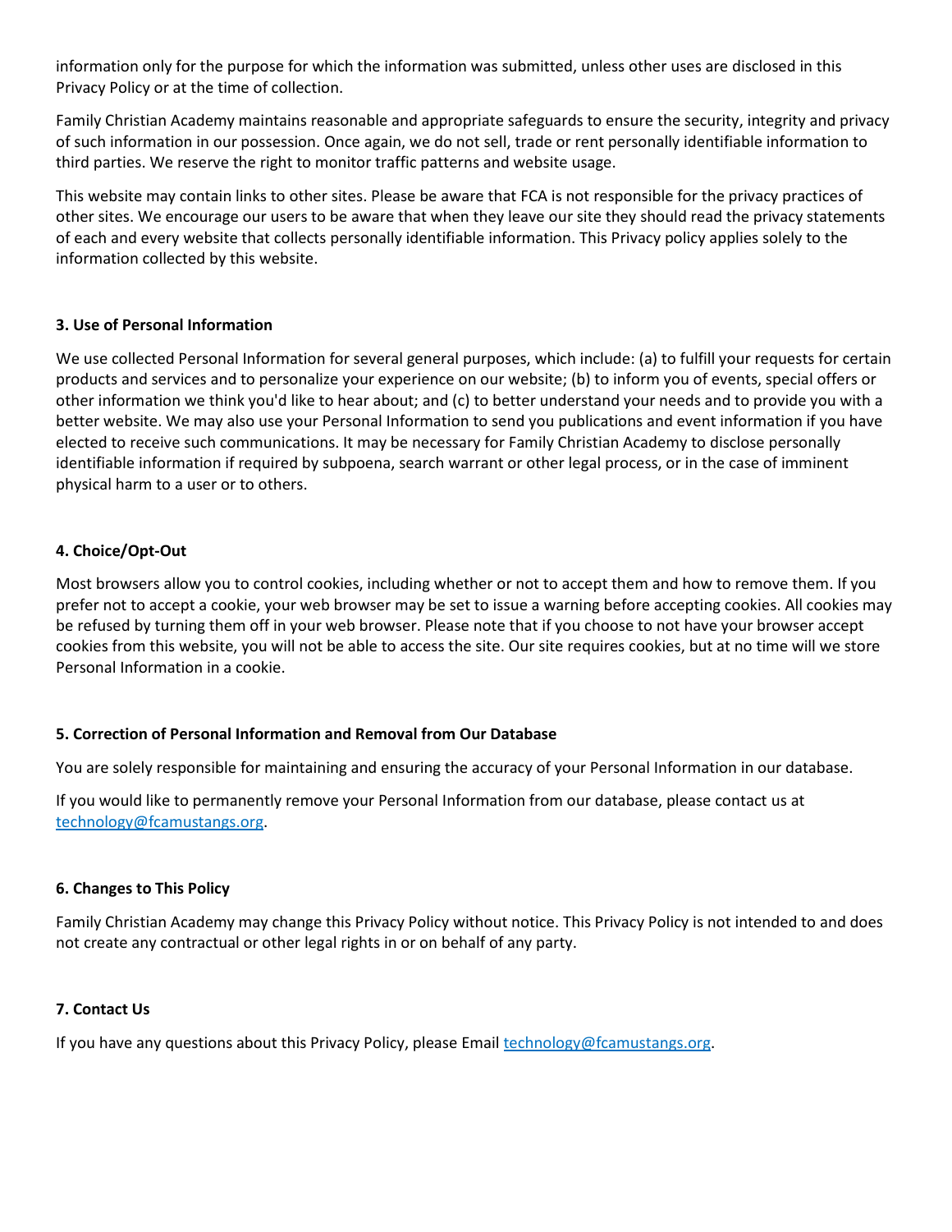information only for the purpose for which the information was submitted, unless other uses are disclosed in this Privacy Policy or at the time of collection.

Family Christian Academy maintains reasonable and appropriate safeguards to ensure the security, integrity and privacy of such information in our possession. Once again, we do not sell, trade or rent personally identifiable information to third parties. We reserve the right to monitor traffic patterns and website usage.

This website may contain links to other sites. Please be aware that FCA is not responsible for the privacy practices of other sites. We encourage our users to be aware that when they leave our site they should read the privacy statements of each and every website that collects personally identifiable information. This Privacy policy applies solely to the information collected by this website.

**3. Use of Personal Information**

We use collected Personal Information for several general purposes, which include: (a) to fulfill your requests for certain products and services and to personalize your experience on our website; (b) to inform you of events, special offers or other information we think you'd like to hear about; and (c) to better understand your needs and to provide you with a better website. We may also use your Personal Information to send you publications and event information if you have elected to receive such communications. It may be necessary for Family Christian Academy to disclose personally identifiable information if required by subpoena, search warrant or other legal process, or in the case of imminent physical harm to a user or to others.

**4. Choice/Opt-Out**

Most browsers allow you to control cookies, including whether or not to accept them and how to remove them. If you prefer not to accept a cookie, your web browser may be set to issue a warning before accepting cookies. All cookies may be refused by turning them off in your web browser. Please note that if you choose to not have your browser accept cookies from this website, you will not be able to access the site. Our site requires cookies, but at no time will we store Personal Information in a cookie.

**5. Correction of Personal Information and Removal from Our Database**

You are solely responsible for maintaining and ensuring the accuracy of your Personal Information in our database.

If you would like to permanently remove your Personal Information from our database, please contact us at technology@fcamustangs.org.

**6. Changes to This Policy**

Family Christian Academy may change this Privacy Policy without notice. This Privacy Policy is not intended to and does not create any contractual or other legal rights in or on behalf of any party.

**7. Contact Us**

If you have any questions about this Privacy Policy, please Email technology@fcamustangs.org.